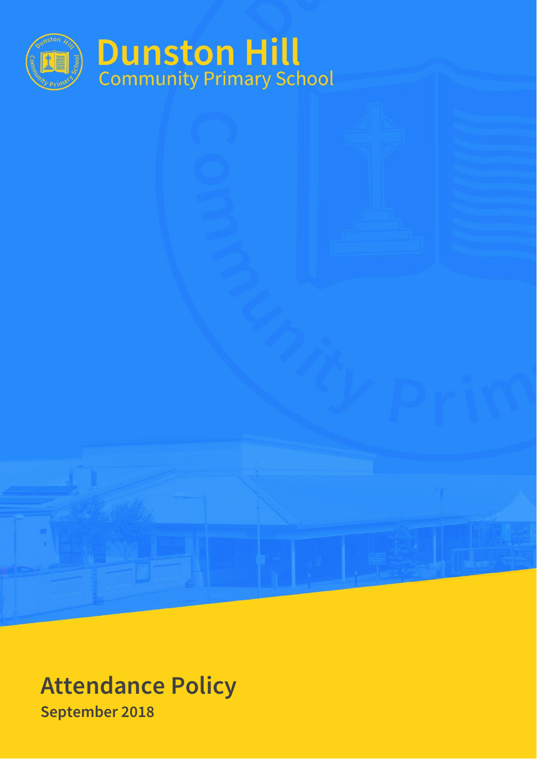# Dunston Hill

Community Primary School

## Attendance Policy

**September 2018**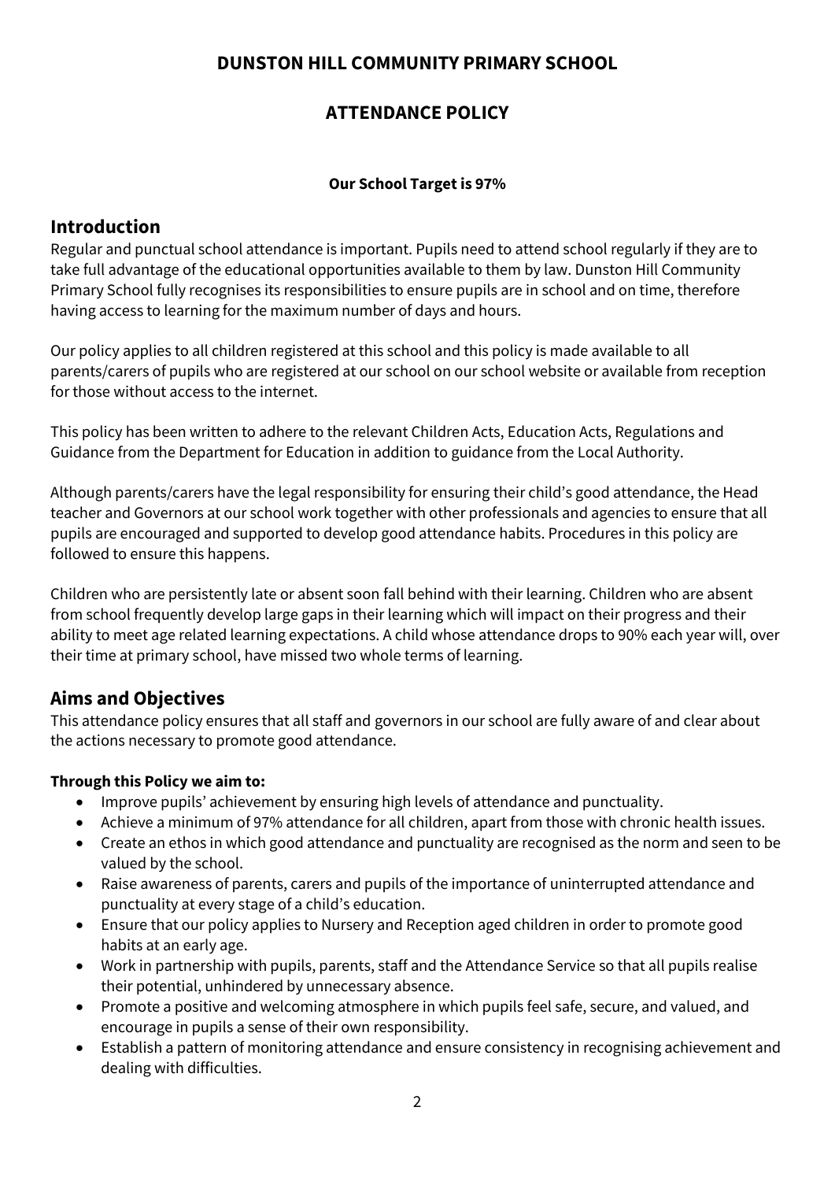# DUNSTON HILL COMMUNITY PRIMARY SCHOOL

# ATTENDANCE POLICY

**Our School Target is 97%**

## Introduction

Regular and punctual school attendance is important. Pupils need to attend school regularly if they are to take full advantage of the educational opportunities available to them by law. Dunston Hill Community Primary School fully recognises its responsibilities to ensure pupils are in school and on time, therefore having access to learning for the maximum number of days and hours.

Our policy applies to all children registered at this school and this policy is made available to all parents/carers of pupils who are registered at our school on our school website or available from reception for those without access to the internet.

This policy has been written to adhere to the relevant Children Acts, Education Acts, Regulations and Guidance from the Department for Education in addition to guidance from the Local Authority.

Although parents/carers have the legal responsibility for ensuring their child's good attendance, the Head teacher and Governors at our school work together with other professionals and agencies to ensure that all pupils are encouraged and supported to develop good attendance habits. Procedures in this policy are followed to ensure this happens.

Children who are persistently late or absent soon fall behind with their learning. Children who are absent from school frequently develop large gaps in their learning which will impact on their progress and their ability to meet age related learning expectations. A child whose attendance drops to 90% each year will, over their time at primary school, have missed two whole terms of learning.

## Aims and Objectives

This attendance policy ensures that all staff and governors in our school are fully aware of and clear about the actions necessary to promote good attendance.

**Through this Policy we aim to:**

- Improve pupils' achievement by ensuring high levels of attendance and punctuality.
- Achieve a minimum of 97% attendance for all children, apart from those with chronic health issues.
- Create an ethos in which good attendance and punctuality are recognised as the norm and seen to be valued by the school.
- Raise awareness of parents, carers and pupils of the importance of uninterrupted attendance and punctuality at every stage of a child's education.
- Ensure that our policy applies to Nursery and Reception aged children in order to promote good habits at an early age.
- Work in partnership with pupils, parents, staff and the Attendance Service so that all pupils realise their potential, unhindered by unnecessary absence.
- Promote a positive and welcoming atmosphere in which pupils feel safe, secure, and valued, and encourage in pupils a sense of their own responsibility.
- Establish a pattern of monitoring attendance and ensure consistency in recognising achievement and dealing with difficulties.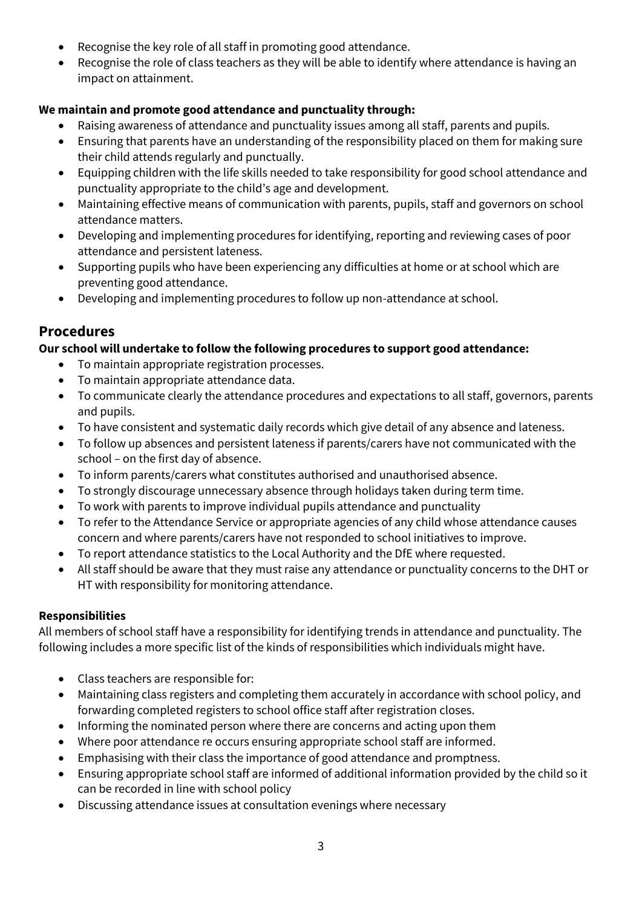- Recognise the key role of all staff in promoting good attendance.
- Recognise the role of class teachers as they will be able to identify where attendance is having an impact on attainment.

**We maintain and promote good attendance and punctuality through:**

- Raising awareness of attendance and punctuality issues among all staff, parents and pupils.
- Ensuring that parents have an understanding of the responsibility placed on them for making sure their child attends regularly and punctually.
- Equipping children with the life skills needed to take responsibility for good school attendance and punctuality appropriate to the child's age and development.
- Maintaining effective means of communication with parents, pupils, staff and governors on school attendance matters.
- Developing and implementing procedures for identifying, reporting and reviewing cases of poor attendance and persistent lateness.
- Supporting pupils who have been experiencing any difficulties at home or at school which are preventing good attendance.
- Developing and implementing procedures to follow up non-attendance at school.

## Procedures

**Our school will undertake to follow the following procedures to support good attendance:**

- To maintain appropriate registration processes.
- To maintain appropriate attendance data.
- To communicate clearly the attendance procedures and expectations to all staff, governors, parents and pupils.
- To have consistent and systematic daily records which give detail of any absence and lateness.
- To follow up absences and persistent lateness if parents/carers have not communicated with the school – on the first day of absence.
- To inform parents/carers what constitutes authorised and unauthorised absence.
- To strongly discourage unnecessary absence through holidays taken during term time.
- To work with parents to improve individual pupils attendance and punctuality
- To refer to the Attendance Service or appropriate agencies of any child whose attendance causes concern and where parents/carers have not responded to school initiatives to improve.
- To report attendance statistics to the Local Authority and the DfE where requested.
- All staff should be aware that they must raise any attendance or punctuality concerns to the DHT or HT with responsibility for monitoring attendance.

**Responsibilities**

All members of school staff have a responsibility for identifying trends in attendance and punctuality. The following includes a more specific list of the kinds of responsibilities which individuals might have.

- Class teachers are responsible for:
- Maintaining class registers and completing them accurately in accordance with school policy, and forwarding completed registers to school office staff after registration closes.
- Informing the nominated person where there are concerns and acting upon them
- Where poor attendance re occurs ensuring appropriate school staff are informed.
- Emphasising with their class the importance of good attendance and promptness.
- Ensuring appropriate school staff are informed of additional information provided by the child so it can be recorded in line with school policy
- Discussing attendance issues at consultation evenings where necessary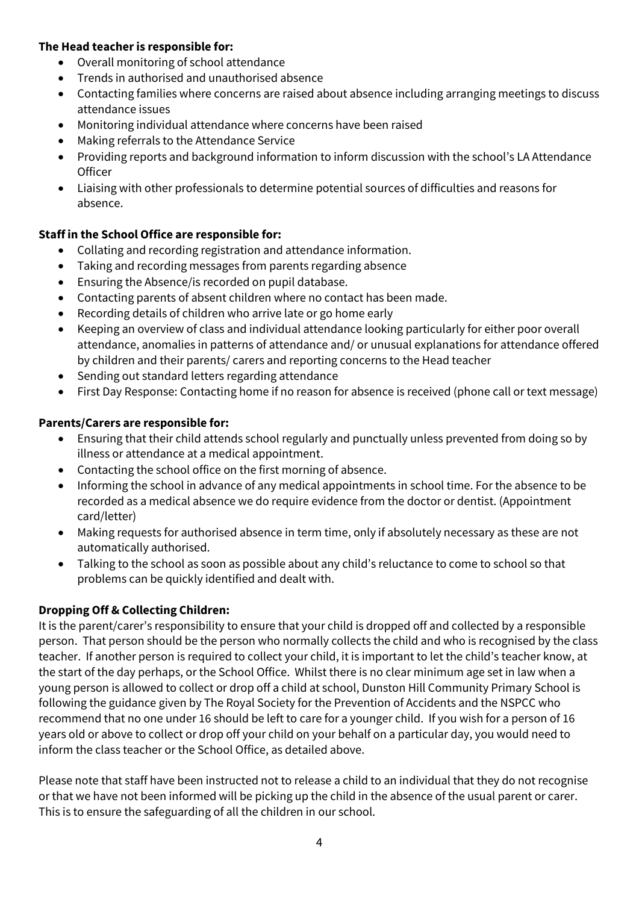**The Head teacher is responsible for:**

- Overall monitoring of school attendance
- Trends in authorised and unauthorised absence
- Contacting families where concerns are raised about absence including arranging meetings to discuss attendance issues
- Monitoring individual attendance where concerns have been raised
- Making referrals to the Attendance Service
- Providing reports and background information to inform discussion with the school's LA Attendance Officer
- Liaising with other professionals to determine potential sources of difficulties and reasons for absence.

**Staff in the School Office are responsible for:**

- Collating and recording registration and attendance information.
- Taking and recording messages from parents regarding absence
- Ensuring the Absence/is recorded on pupil database.
- Contacting parents of absent children where no contact has been made.
- Recording details of children who arrive late or go home early
- Keeping an overview of class and individual attendance looking particularly for either poor overall attendance, anomalies in patterns of attendance and/ or unusual explanations for attendance offered by children and their parents/ carers and reporting concerns to the Head teacher
- Sending out standard letters regarding attendance
- First Day Response: Contacting home if no reason for absence is received (phone call or text message)

**Parents/Carers are responsible for:**

- Ensuring that their child attends school regularly and punctually unless prevented from doing so by illness or attendance at a medical appointment.
- Contacting the school office on the first morning of absence.
- Informing the school in advance of any medical appointments in school time. For the absence to be recorded as a medical absence we do require evidence from the doctor or dentist. (Appointment card/letter)
- Making requests for authorised absence in term time, only if absolutely necessary as these are not automatically authorised.
- Talking to the school as soon as possible about any child's reluctance to come to school so that problems can be quickly identified and dealt with.

**Dropping Off & Collecting Children:**

It is the parent/carer's responsibility to ensure that your child is dropped off and collected by a responsible person. That person should be the person who normally collects the child and who is recognised by the class teacher. If another person is required to collect your child, it is important to let the child's teacher know, at the start of the day perhaps, or the School Office. Whilst there is no clear minimum age set in law when a young person is allowed to collect or drop off a child at school, Dunston Hill Community Primary School is following the guidance given by The Royal Society for the Prevention of Accidents and the NSPCC who recommend that no one under 16 should be left to care for a younger child. If you wish for a person of 16 years old or above to collect or drop off your child on your behalf on a particular day, you would need to inform the class teacher or the School Office, as detailed above.

Please note that staff have been instructed not to release a child to an individual that they do not recognise or that we have not been informed will be picking up the child in the absence of the usual parent or carer. This is to ensure the safeguarding of all the children in our school.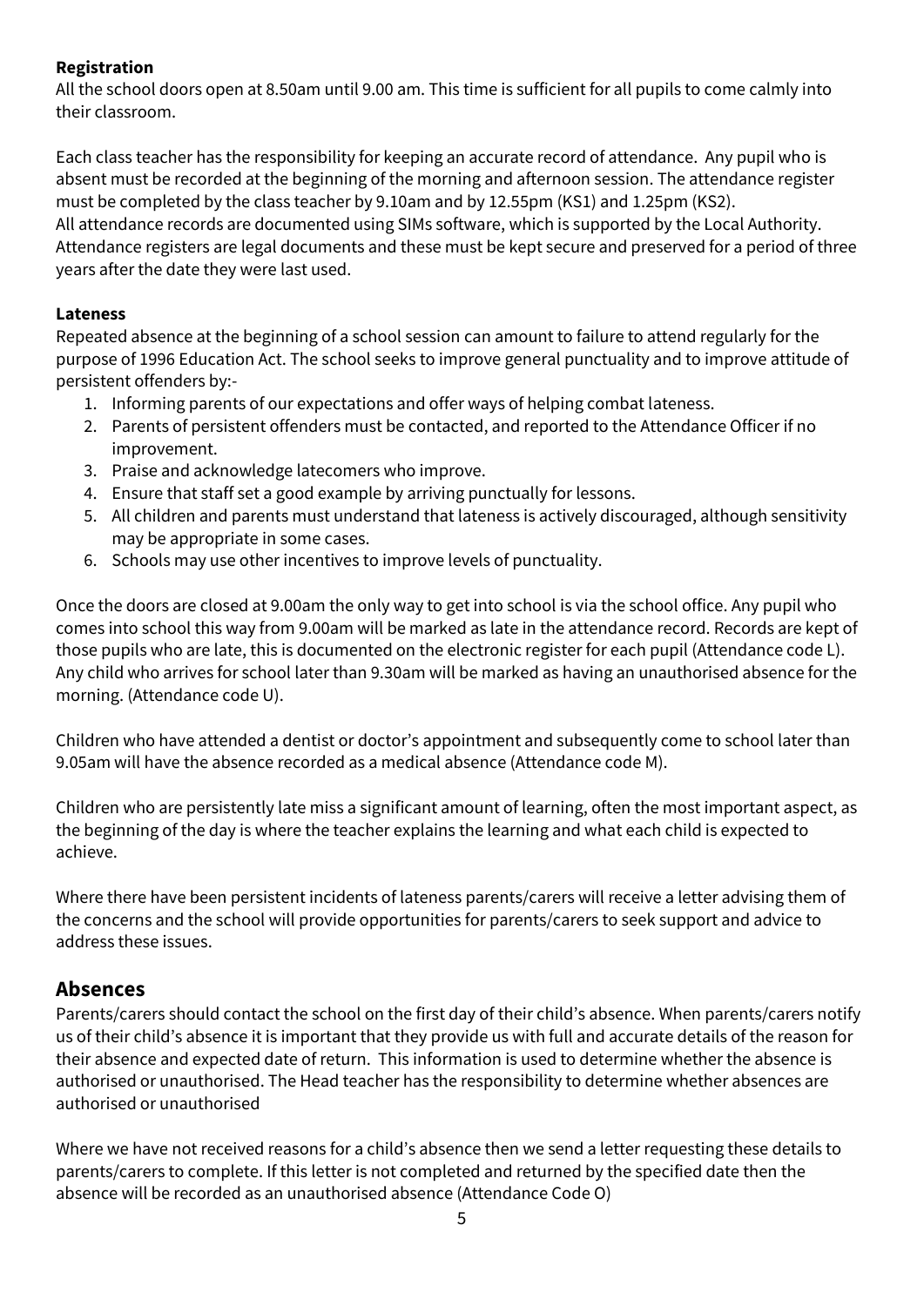**Registration**

All the school doors open at 8.50am until 9.00 am. This time is sufficient for all pupils to come calmly into their classroom.

Each class teacher has the responsibility for keeping an accurate record of attendance. Any pupil who is absent must be recorded at the beginning of the morning and afternoon session. The attendance register must be completed by the class teacher by 9.10am and by 12.55pm (KS1) and 1.25pm (KS2).
All attendance records are documented using SIMs software, which is supported by the Local Authority. Attendance registers are legal documents and these must be kept secure and preserved for a period of three years after the date they were last used.

**Lateness**

Repeated absence at the beginning of a school session can amount to failure to attend regularly for the purpose of 1996 Education Act. The school seeks to improve general punctuality and to improve attitude of persistent offenders by:-

1. Informing parents of our expectations and offer ways of helping combat lateness.
2. Parents of persistent offenders must be contacted, and reported to the Attendance Officer if no improvement.
3. Praise and acknowledge latecomers who improve.
4. Ensure that staff set a good example by arriving punctually for lessons.
5. All children and parents must understand that lateness is actively discouraged, although sensitivity may be appropriate in some cases.
6. Schools may use other incentives to improve levels of punctuality.

Once the doors are closed at 9.00am the only way to get into school is via the school office. Any pupil who comes into school this way from 9.00am will be marked as late in the attendance record. Records are kept of those pupils who are late, this is documented on the electronic register for each pupil (Attendance code L). Any child who arrives for school later than 9.30am will be marked as having an unauthorised absence for the morning. (Attendance code U).

Children who have attended a dentist or doctor's appointment and subsequently come to school later than 9.05am will have the absence recorded as a medical absence (Attendance code M).

Children who are persistently late miss a significant amount of learning, often the most important aspect, as the beginning of the day is where the teacher explains the learning and what each child is expected to achieve.

Where there have been persistent incidents of lateness parents/carers will receive a letter advising them of the concerns and the school will provide opportunities for parents/carers to seek support and advice to address these issues.

## Absences

Parents/carers should contact the school on the first day of their child's absence. When parents/carers notify us of their child's absence it is important that they provide us with full and accurate details of the reason for their absence and expected date of return. This information is used to determine whether the absence is authorised or unauthorised. The Head teacher has the responsibility to determine whether absences are authorised or unauthorised

Where we have not received reasons for a child's absence then we send a letter requesting these details to parents/carers to complete. If this letter is not completed and returned by the specified date then the absence will be recorded as an unauthorised absence (Attendance Code O)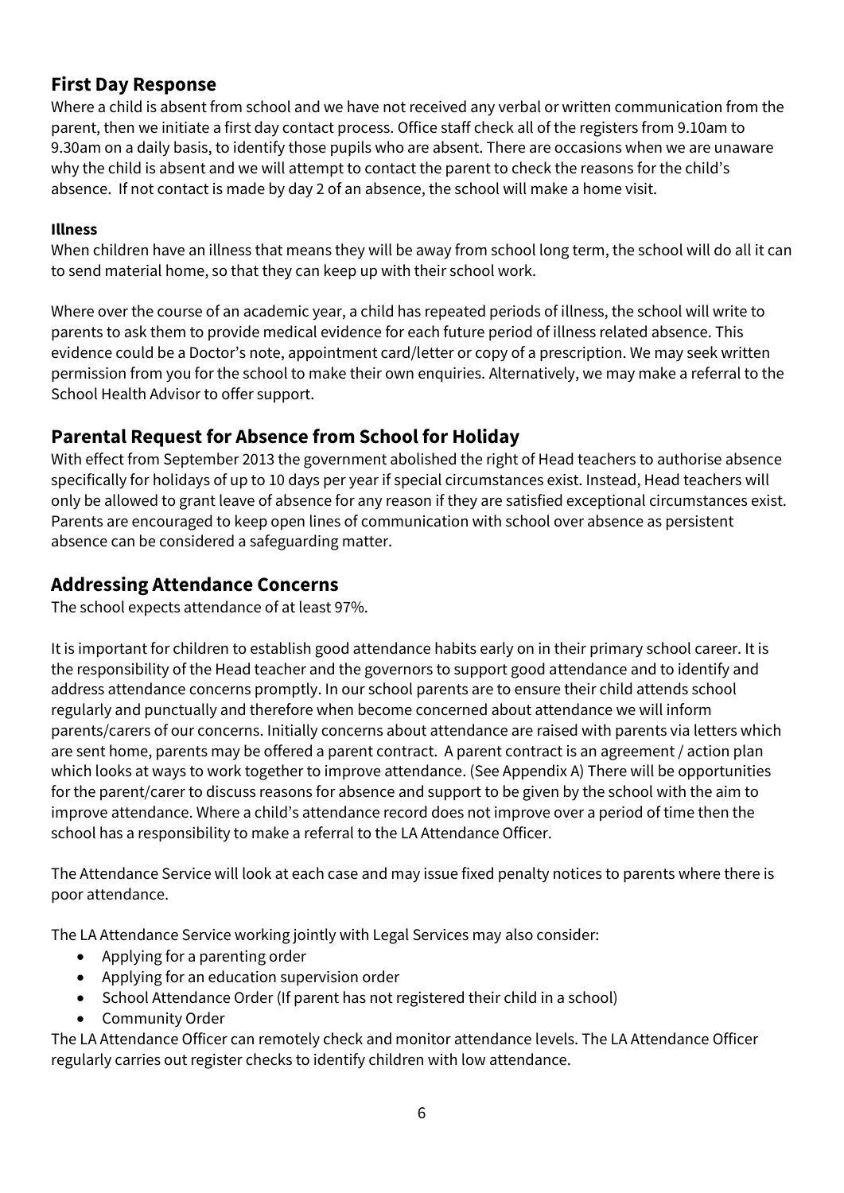## First Day Response

Where a child is absent from school and we have not received any verbal or written communication from the parent, then we initiate a first day contact process. Office staff check all of the registers from 9.10am to 9.30am on a daily basis, to identify those pupils who are absent. There are occasions when we are unaware why the child is absent and we will attempt to contact the parent to check the reasons for the child's absence. If not contact is made by day 2 of an absence, the school will make a home visit.

#### Illness

When children have an illness that means they will be away from school long term, the school will do all it can to send material home, so that they can keep up with their school work.

Where over the course of an academic year, a child has repeated periods of illness, the school will write to parents to ask them to provide medical evidence for each future period of illness related absence. This evidence could be a Doctor's note, appointment card/letter or copy of a prescription. We may seek written permission from you for the school to make their own enquiries. Alternatively, we may make a referral to the School Health Advisor to offer support.

## Parental Request for Absence from School for Holiday

With effect from September 2013 the government abolished the right of Head teachers to authorise absence specifically for holidays of up to 10 days per year if special circumstances exist. Instead, Head teachers will only be allowed to grant leave of absence for any reason if they are satisfied exceptional circumstances exist. Parents are encouraged to keep open lines of communication with school over absence as persistent absence can be considered a safeguarding matter.

## Addressing Attendance Concerns

The school expects attendance of at least 97%.

It is important for children to establish good attendance habits early on in their primary school career. It is the responsibility of the Head teacher and the governors to support good attendance and to identify and address attendance concerns promptly. In our school parents are to ensure their child attends school regularly and punctually and therefore when become concerned about attendance we will inform parents/carers of our concerns. Initially concerns about attendance are raised with parents via letters which are sent home, parents may be offered a parent contract. A parent contract is an agreement / action plan which looks at ways to work together to improve attendance. (See Appendix A) There will be opportunities for the parent/carer to discuss reasons for absence and support to be given by the school with the aim to improve attendance. Where a child's attendance record does not improve over a period of time then the school has a responsibility to make a referral to the LA Attendance Officer.

The Attendance Service will look at each case and may issue fixed penalty notices to parents where there is poor attendance.

The LA Attendance Service working jointly with Legal Services may also consider:

- Applying for a parenting order
- Applying for an education supervision order
- School Attendance Order (If parent has not registered their child in a school)
- Community Order

The LA Attendance Officer can remotely check and monitor attendance levels. The LA Attendance Officer regularly carries out register checks to identify children with low attendance.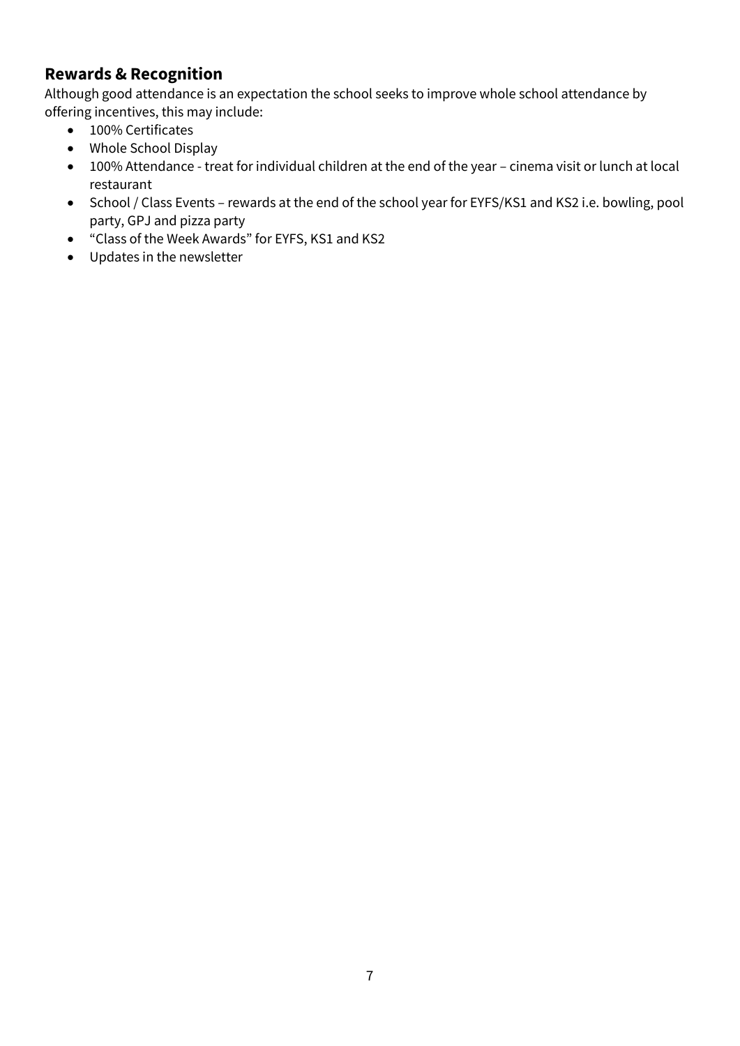## Rewards & Recognition

Although good attendance is an expectation the school seeks to improve whole school attendance by offering incentives, this may include:

- 100% Certificates
- Whole School Display
- 100% Attendance - treat for individual children at the end of the year – cinema visit or lunch at local restaurant
- School / Class Events – rewards at the end of the school year for EYFS/KS1 and KS2 i.e. bowling, pool party, GPJ and pizza party
- “Class of the Week Awards” for EYFS, KS1 and KS2
- Updates in the newsletter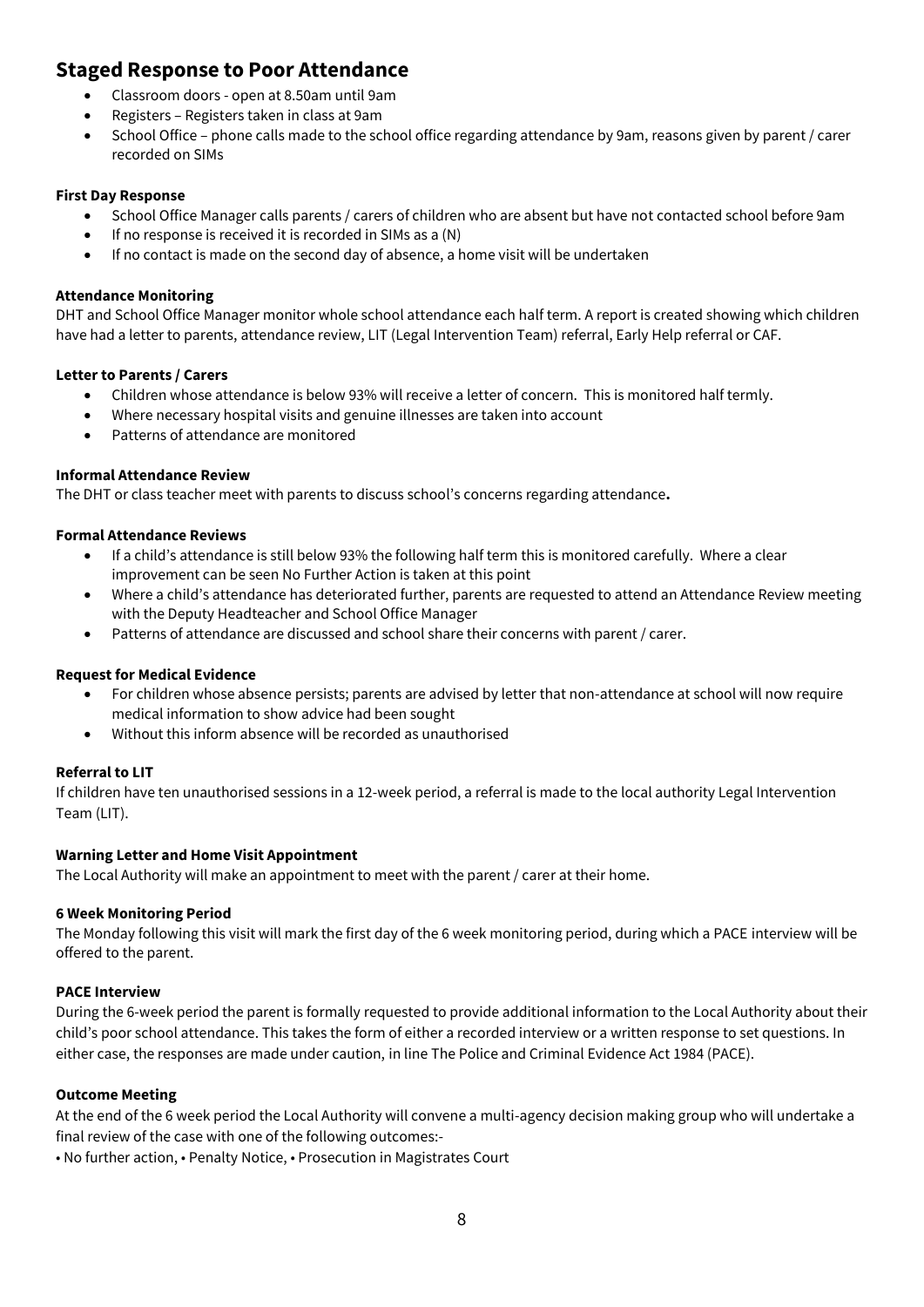## Staged Response to Poor Attendance

- Classroom doors - open at 8.50am until 9am
- Registers – Registers taken in class at 9am
- School Office – phone calls made to the school office regarding attendance by 9am, reasons given by parent / carer recorded on SIMs

**First Day Response**

- School Office Manager calls parents / carers of children who are absent but have not contacted school before 9am
- If no response is received it is recorded in SIMs as a (N)
- If no contact is made on the second day of absence, a home visit will be undertaken

**Attendance Monitoring**

DHT and School Office Manager monitor whole school attendance each half term. A report is created showing which children have had a letter to parents, attendance review, LIT (Legal Intervention Team) referral, Early Help referral or CAF.

**Letter to Parents / Carers**

- Children whose attendance is below 93% will receive a letter of concern. This is monitored half termly.
- Where necessary hospital visits and genuine illnesses are taken into account
- Patterns of attendance are monitored

**Informal Attendance Review**

The DHT or class teacher meet with parents to discuss school's concerns regarding attendance**.**

**Formal Attendance Reviews**

- If a child's attendance is still below 93% the following half term this is monitored carefully. Where a clear improvement can be seen No Further Action is taken at this point
- Where a child's attendance has deteriorated further, parents are requested to attend an Attendance Review meeting with the Deputy Headteacher and School Office Manager
- Patterns of attendance are discussed and school share their concerns with parent / carer.

**Request for Medical Evidence**

- For children whose absence persists; parents are advised by letter that non-attendance at school will now require medical information to show advice had been sought
- Without this inform absence will be recorded as unauthorised

**Referral to LIT**

If children have ten unauthorised sessions in a 12-week period, a referral is made to the local authority Legal Intervention Team (LIT).

**Warning Letter and Home Visit Appointment**

The Local Authority will make an appointment to meet with the parent / carer at their home.

**6 Week Monitoring Period**

The Monday following this visit will mark the first day of the 6 week monitoring period, during which a PACE interview will be offered to the parent.

**PACE Interview**

During the 6-week period the parent is formally requested to provide additional information to the Local Authority about their child's poor school attendance. This takes the form of either a recorded interview or a written response to set questions. In either case, the responses are made under caution, in line The Police and Criminal Evidence Act 1984 (PACE).

**Outcome Meeting**

At the end of the 6 week period the Local Authority will convene a multi-agency decision making group who will undertake a final review of the case with one of the following outcomes:-

• No further action, • Penalty Notice, • Prosecution in Magistrates Court